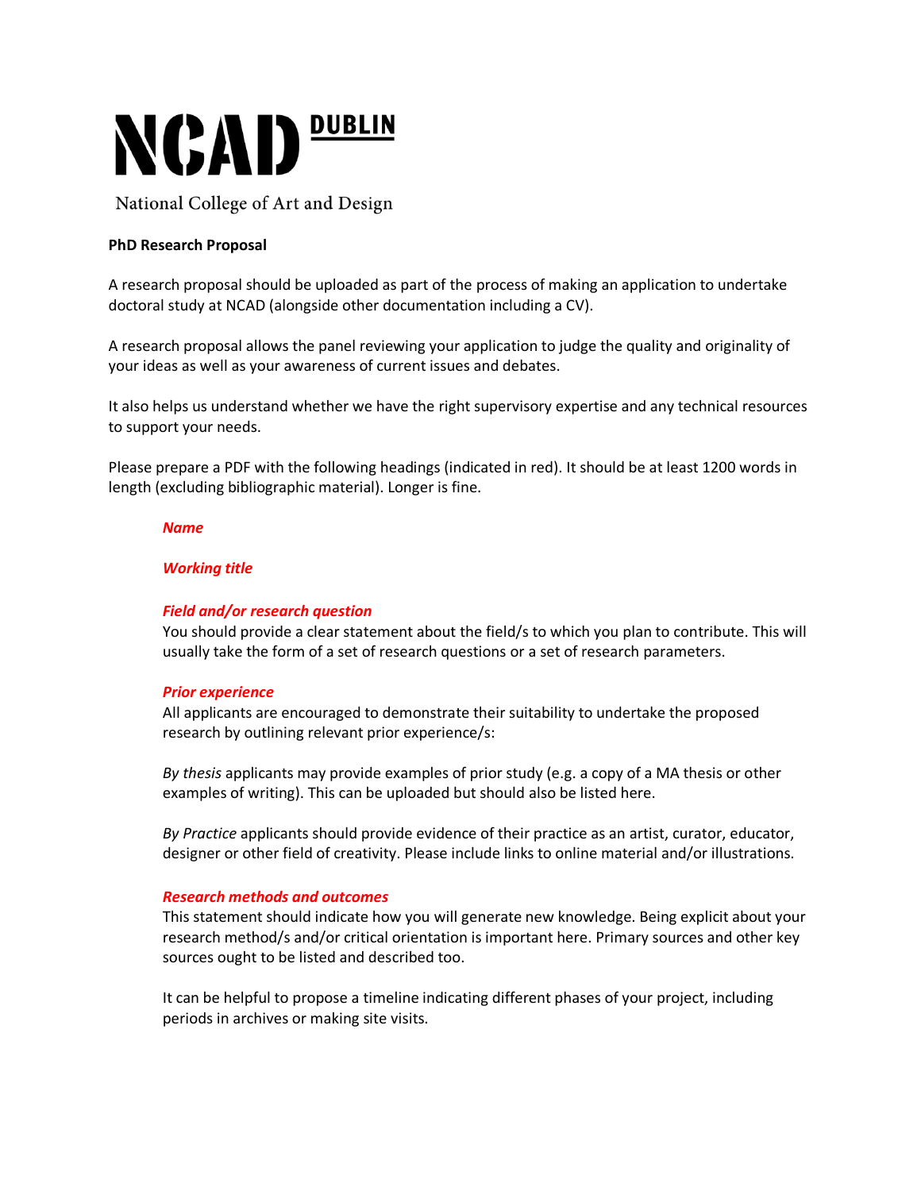# NCAD DUBLIN

National College of Art and Design

**PhD Research Proposal**

A research proposal should be uploaded as part of the process of making an application to undertake doctoral study at NCAD (alongside other documentation including a CV).

A research proposal allows the panel reviewing your application to judge the quality and originality of your ideas as well as your awareness of current issues and debates.

It also helps us understand whether we have the right supervisory expertise and any technical resources to support your needs.

Please prepare a PDF with the following headings (indicated in red). It should be at least 1200 words in length (excluding bibliographic material). Longer is fine.

***Name***

***Working title***

***Field and/or research question***

You should provide a clear statement about the field/s to which you plan to contribute. This will usually take the form of a set of research questions or a set of research parameters.

***Prior experience***

All applicants are encouraged to demonstrate their suitability to undertake the proposed research by outlining relevant prior experience/s:

*By thesis* applicants may provide examples of prior study (e.g. a copy of a MA thesis or other examples of writing). This can be uploaded but should also be listed here.

*By Practice* applicants should provide evidence of their practice as an artist, curator, educator, designer or other field of creativity. Please include links to online material and/or illustrations.

***Research methods and outcomes***

This statement should indicate how you will generate new knowledge. Being explicit about your research method/s and/or critical orientation is important here. Primary sources and other key sources ought to be listed and described too.

It can be helpful to propose a timeline indicating different phases of your project, including periods in archives or making site visits.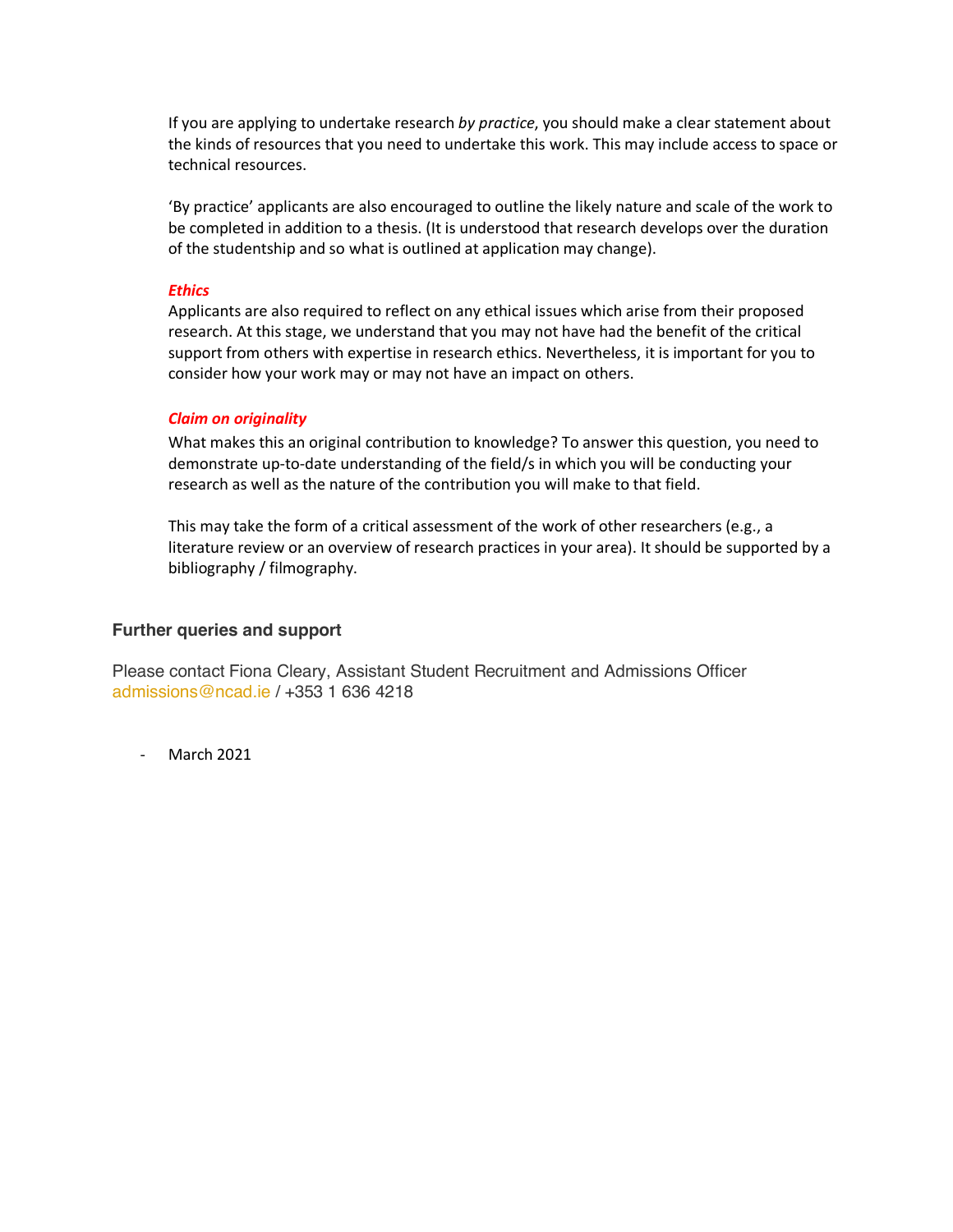If you are applying to undertake research *by practice*, you should make a clear statement about the kinds of resources that you need to undertake this work. This may include access to space or technical resources.

'By practice' applicants are also encouraged to outline the likely nature and scale of the work to be completed in addition to a thesis. (It is understood that research develops over the duration of the studentship and so what is outlined at application may change).

***Ethics***

Applicants are also required to reflect on any ethical issues which arise from their proposed research. At this stage, we understand that you may not have had the benefit of the critical support from others with expertise in research ethics. Nevertheless, it is important for you to consider how your work may or may not have an impact on others.

***Claim on originality***

What makes this an original contribution to knowledge? To answer this question, you need to demonstrate up-to-date understanding of the field/s in which you will be conducting your research as well as the nature of the contribution you will make to that field.

This may take the form of a critical assessment of the work of other researchers (e.g., a literature review or an overview of research practices in your area). It should be supported by a bibliography / filmography.

### Further queries and support

Please contact Fiona Cleary, Assistant Student Recruitment and Admissions Officer admissions@ncad.ie / +353 1 636 4218

- March 2021